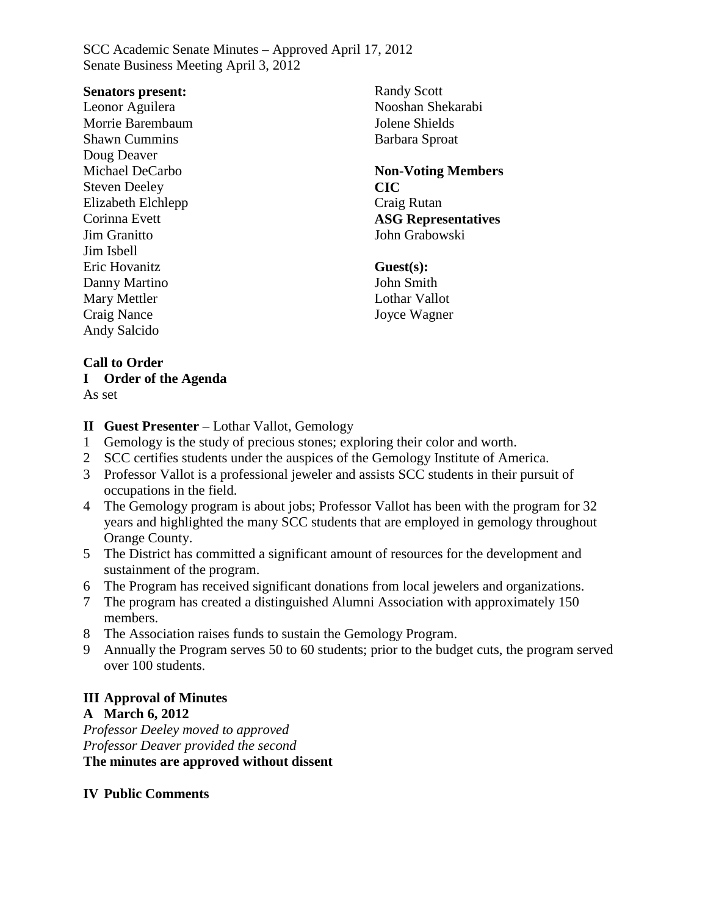SCC Academic Senate Minutes – Approved April 17, 2012
Senate Business Meeting April 3, 2012

**Senators present:**
Leonor Aguilera
Morrie Barembaum
Shawn Cummins
Doug Deaver
Michael DeCarbo
Steven Deeley
Elizabeth Elchlepp
Corinna Evett
Jim Granitto
Jim Isbell
Eric Hovanitz
Danny Martino
Mary Mettler
Craig Nance
Andy Salcido
Randy Scott
Nooshan Shekarabi
Jolene Shields
Barbara Sproat

**Non-Voting Members**
**CIC**
Craig Rutan
**ASG Representatives**
John Grabowski

**Guest(s):**
John Smith
Lothar Vallot
Joyce Wagner

**Call to Order**

**I Order of the Agenda**
As set

**II Guest Presenter** – Lothar Vallot, Gemology

1. Gemology is the study of precious stones; exploring their color and worth.
2. SCC certifies students under the auspices of the Gemology Institute of America.
3. Professor Vallot is a professional jeweler and assists SCC students in their pursuit of occupations in the field.
4. The Gemology program is about jobs; Professor Vallot has been with the program for 32 years and highlighted the many SCC students that are employed in gemology throughout Orange County.
5. The District has committed a significant amount of resources for the development and sustainment of the program.
6. The Program has received significant donations from local jewelers and organizations.
7. The program has created a distinguished Alumni Association with approximately 150 members.
8. The Association raises funds to sustain the Gemology Program.
9. Annually the Program serves 50 to 60 students; prior to the budget cuts, the program served over 100 students.

**III Approval of Minutes**

**A March 6, 2012**
*Professor Deeley moved to approved*
*Professor Deaver provided the second*
**The minutes are approved without dissent**

**IV Public Comments**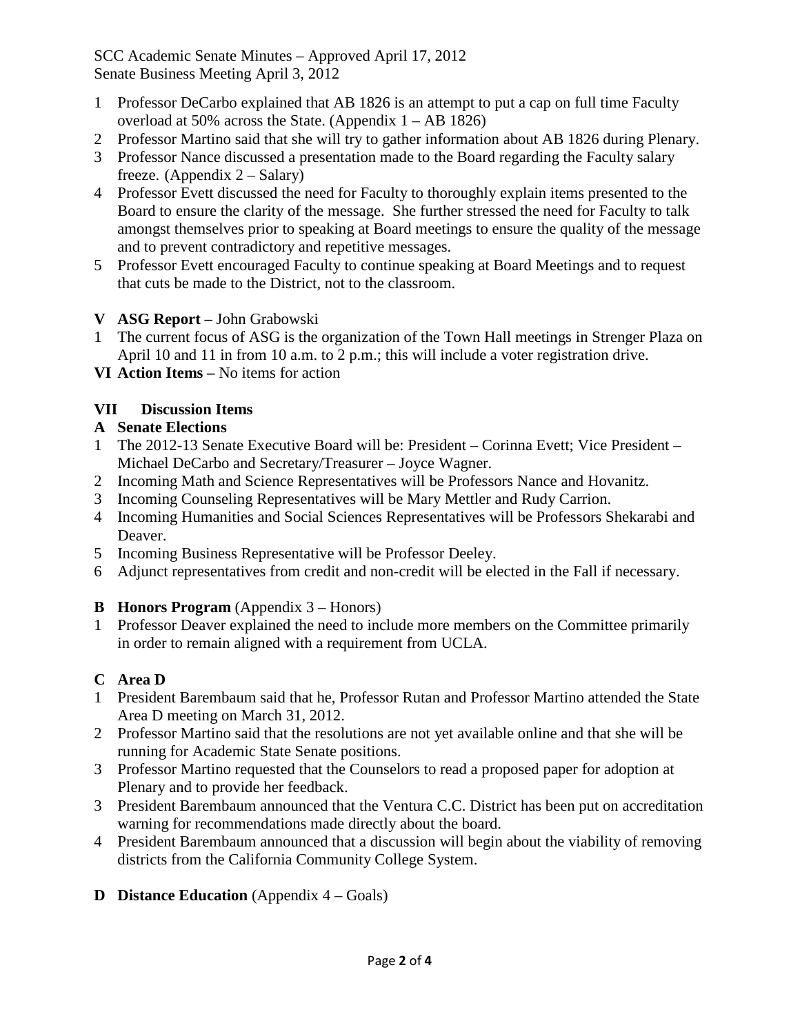1 Professor DeCarbo explained that AB 1826 is an attempt to put a cap on full time Faculty overload at 50% across the State. (Appendix 1 – AB 1826)

2 Professor Martino said that she will try to gather information about AB 1826 during Plenary.

3 Professor Nance discussed a presentation made to the Board regarding the Faculty salary freeze. (Appendix 2 – Salary)

4 Professor Evett discussed the need for Faculty to thoroughly explain items presented to the Board to ensure the clarity of the message. She further stressed the need for Faculty to talk amongst themselves prior to speaking at Board meetings to ensure the quality of the message and to prevent contradictory and repetitive messages.

5 Professor Evett encouraged Faculty to continue speaking at Board Meetings and to request that cuts be made to the District, not to the classroom.

**V ASG Report –** John Grabowski

1 The current focus of ASG is the organization of the Town Hall meetings in Strenger Plaza on April 10 and 11 in from 10 a.m. to 2 p.m.; this will include a voter registration drive.

**VI Action Items –** No items for action

**VII Discussion Items**

**A Senate Elections**

1 The 2012-13 Senate Executive Board will be: President – Corinna Evett; Vice President – Michael DeCarbo and Secretary/Treasurer – Joyce Wagner.

2 Incoming Math and Science Representatives will be Professors Nance and Hovanitz.

3 Incoming Counseling Representatives will be Mary Mettler and Rudy Carrion.

4 Incoming Humanities and Social Sciences Representatives will be Professors Shekarabi and Deaver.

5 Incoming Business Representative will be Professor Deeley.

6 Adjunct representatives from credit and non-credit will be elected in the Fall if necessary.

**B Honors Program** (Appendix 3 – Honors)

1 Professor Deaver explained the need to include more members on the Committee primarily in order to remain aligned with a requirement from UCLA.

**C Area D**

1 President Barembaum said that he, Professor Rutan and Professor Martino attended the State Area D meeting on March 31, 2012.

2 Professor Martino said that the resolutions are not yet available online and that she will be running for Academic State Senate positions.

3 Professor Martino requested that the Counselors to read a proposed paper for adoption at Plenary and to provide her feedback.

3 President Barembaum announced that the Ventura C.C. District has been put on accreditation warning for recommendations made directly about the board.

4 President Barembaum announced that a discussion will begin about the viability of removing districts from the California Community College System.

**D Distance Education** (Appendix 4 – Goals)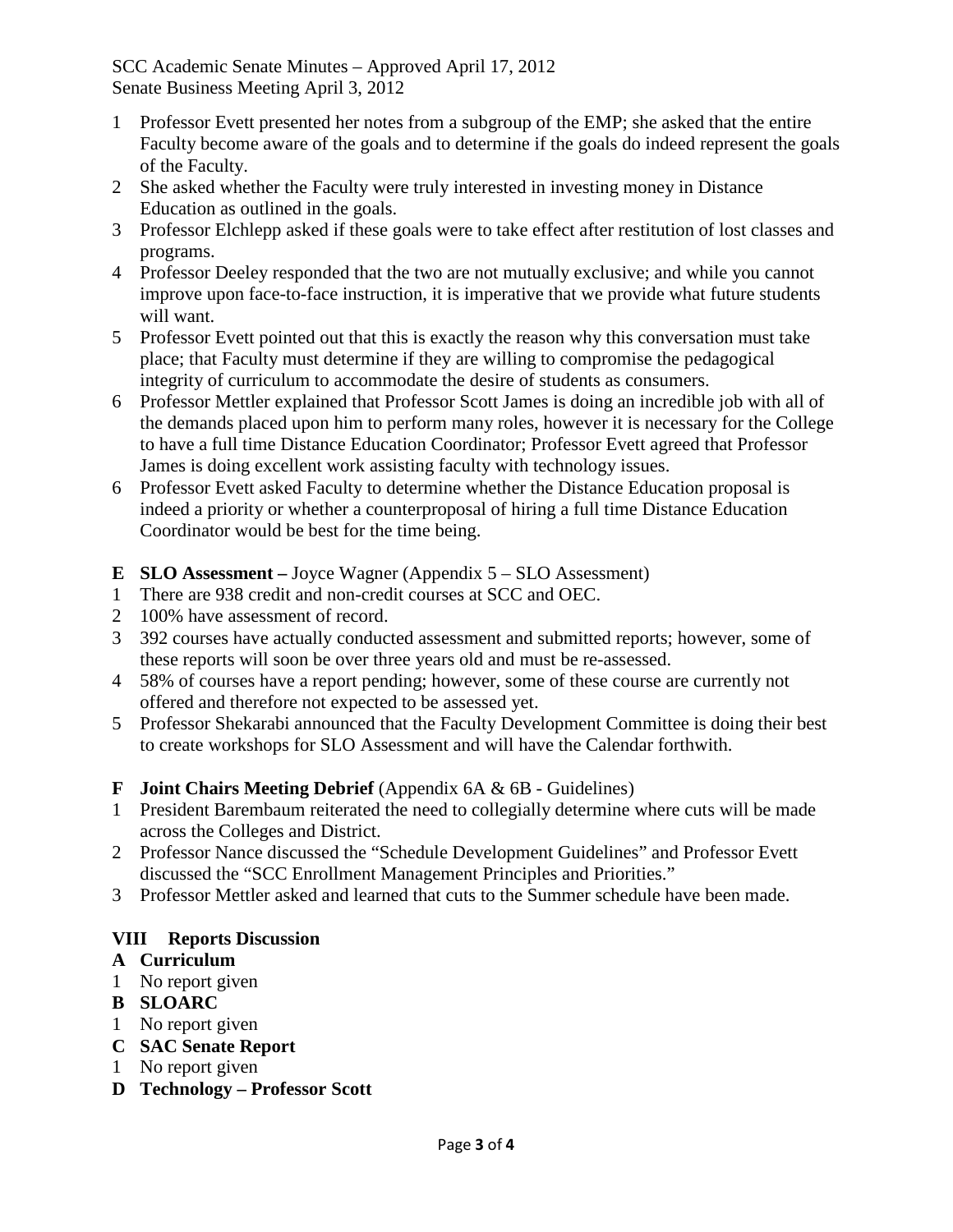1 Professor Evett presented her notes from a subgroup of the EMP; she asked that the entire Faculty become aware of the goals and to determine if the goals do indeed represent the goals of the Faculty.
2 She asked whether the Faculty were truly interested in investing money in Distance Education as outlined in the goals.
3 Professor Elchlepp asked if these goals were to take effect after restitution of lost classes and programs.
4 Professor Deeley responded that the two are not mutually exclusive; and while you cannot improve upon face-to-face instruction, it is imperative that we provide what future students will want.
5 Professor Evett pointed out that this is exactly the reason why this conversation must take place; that Faculty must determine if they are willing to compromise the pedagogical integrity of curriculum to accommodate the desire of students as consumers.
6 Professor Mettler explained that Professor Scott James is doing an incredible job with all of the demands placed upon him to perform many roles, however it is necessary for the College to have a full time Distance Education Coordinator; Professor Evett agreed that Professor James is doing excellent work assisting faculty with technology issues.
6 Professor Evett asked Faculty to determine whether the Distance Education proposal is indeed a priority or whether a counterproposal of hiring a full time Distance Education Coordinator would be best for the time being.

**E SLO Assessment –** Joyce Wagner (Appendix 5 – SLO Assessment)
1 There are 938 credit and non-credit courses at SCC and OEC.
2 100% have assessment of record.
3 392 courses have actually conducted assessment and submitted reports; however, some of these reports will soon be over three years old and must be re-assessed.
4 58% of courses have a report pending; however, some of these course are currently not offered and therefore not expected to be assessed yet.
5 Professor Shekarabi announced that the Faculty Development Committee is doing their best to create workshops for SLO Assessment and will have the Calendar forthwith.

**F Joint Chairs Meeting Debrief** (Appendix 6A & 6B - Guidelines)
1 President Barembaum reiterated the need to collegially determine where cuts will be made across the Colleges and District.
2 Professor Nance discussed the "Schedule Development Guidelines" and Professor Evett discussed the "SCC Enrollment Management Principles and Priorities."
3 Professor Mettler asked and learned that cuts to the Summer schedule have been made.

## VIII Reports Discussion

**A Curriculum**
1 No report given

**B SLOARC**
1 No report given

**C SAC Senate Report**
1 No report given

**D Technology – Professor Scott**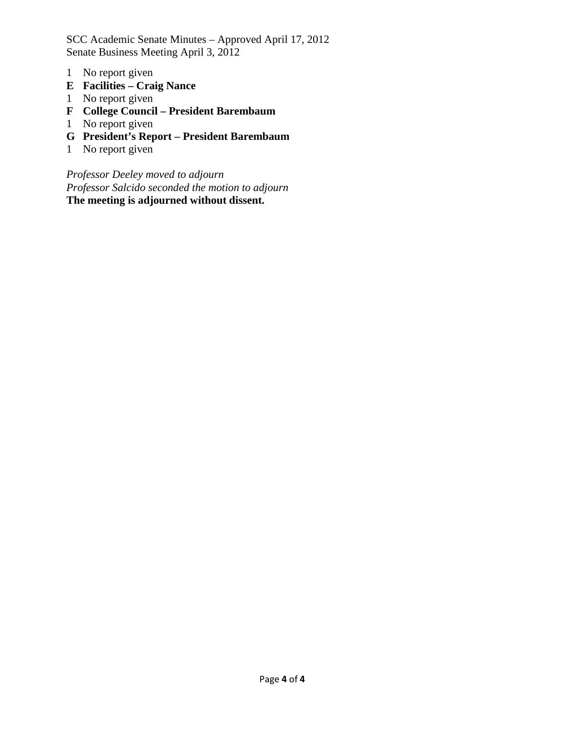1 No report given

**E Facilities – Craig Nance**

1 No report given

**F College Council – President Barembaum**

1 No report given

**G President's Report – President Barembaum**

1 No report given

*Professor Deeley moved to adjourn*
*Professor Salcido seconded the motion to adjourn*
**The meeting is adjourned without dissent.**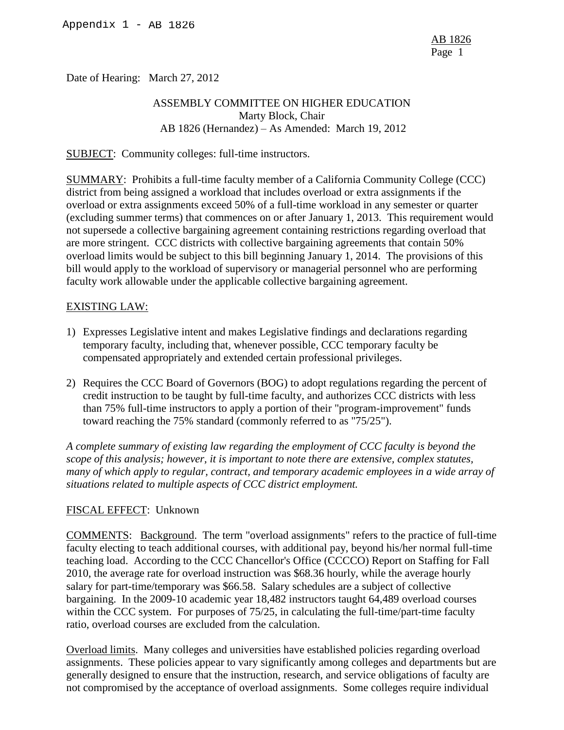Appendix 1 - AB 1826

Date of Hearing: March 27, 2012

ASSEMBLY COMMITTEE ON HIGHER EDUCATION
Marty Block, Chair
AB 1826 (Hernandez) – As Amended: March 19, 2012

SUBJECT: Community colleges: full-time instructors.

SUMMARY: Prohibits a full-time faculty member of a California Community College (CCC) district from being assigned a workload that includes overload or extra assignments if the overload or extra assignments exceed 50% of a full-time workload in any semester or quarter (excluding summer terms) that commences on or after January 1, 2013. This requirement would not supersede a collective bargaining agreement containing restrictions regarding overload that are more stringent. CCC districts with collective bargaining agreements that contain 50% overload limits would be subject to this bill beginning January 1, 2014. The provisions of this bill would apply to the workload of supervisory or managerial personnel who are performing faculty work allowable under the applicable collective bargaining agreement.

EXISTING LAW:

1) Expresses Legislative intent and makes Legislative findings and declarations regarding temporary faculty, including that, whenever possible, CCC temporary faculty be compensated appropriately and extended certain professional privileges.

2) Requires the CCC Board of Governors (BOG) to adopt regulations regarding the percent of credit instruction to be taught by full-time faculty, and authorizes CCC districts with less than 75% full-time instructors to apply a portion of their "program-improvement" funds toward reaching the 75% standard (commonly referred to as "75/25").

*A complete summary of existing law regarding the employment of CCC faculty is beyond the scope of this analysis; however, it is important to note there are extensive, complex statutes, many of which apply to regular, contract, and temporary academic employees in a wide array of situations related to multiple aspects of CCC district employment.*

FISCAL EFFECT: Unknown

COMMENTS: Background. The term "overload assignments" refers to the practice of full-time faculty electing to teach additional courses, with additional pay, beyond his/her normal full-time teaching load. According to the CCC Chancellor's Office (CCCCO) Report on Staffing for Fall 2010, the average rate for overload instruction was $68.36 hourly, while the average hourly salary for part-time/temporary was $66.58. Salary schedules are a subject of collective bargaining. In the 2009-10 academic year 18,482 instructors taught 64,489 overload courses within the CCC system. For purposes of 75/25, in calculating the full-time/part-time faculty ratio, overload courses are excluded from the calculation.

Overload limits. Many colleges and universities have established policies regarding overload assignments. These policies appear to vary significantly among colleges and departments but are generally designed to ensure that the instruction, research, and service obligations of faculty are not compromised by the acceptance of overload assignments. Some colleges require individual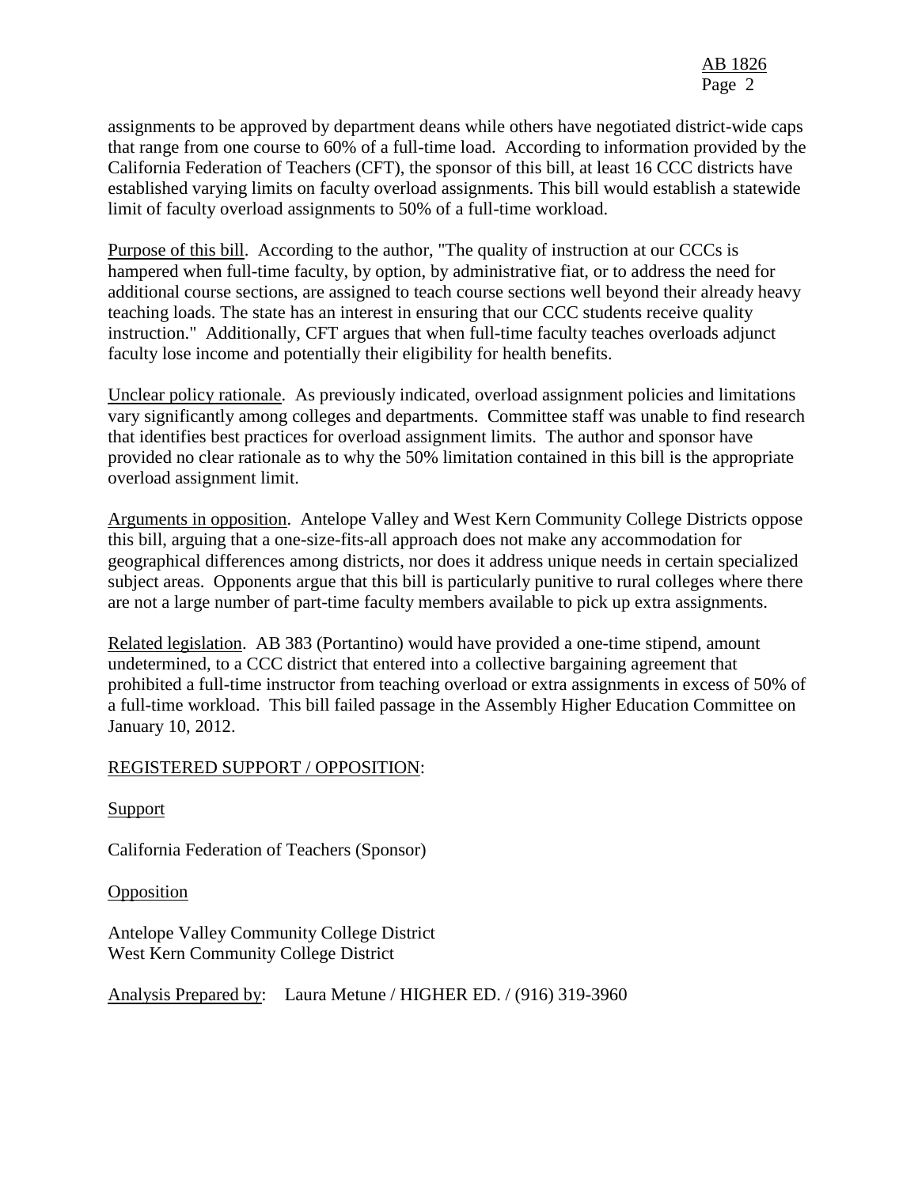assignments to be approved by department deans while others have negotiated district-wide caps that range from one course to 60% of a full-time load. According to information provided by the California Federation of Teachers (CFT), the sponsor of this bill, at least 16 CCC districts have established varying limits on faculty overload assignments. This bill would establish a statewide limit of faculty overload assignments to 50% of a full-time workload.

Purpose of this bill. According to the author, "The quality of instruction at our CCCs is hampered when full-time faculty, by option, by administrative fiat, or to address the need for additional course sections, are assigned to teach course sections well beyond their already heavy teaching loads. The state has an interest in ensuring that our CCC students receive quality instruction." Additionally, CFT argues that when full-time faculty teaches overloads adjunct faculty lose income and potentially their eligibility for health benefits.

Unclear policy rationale. As previously indicated, overload assignment policies and limitations vary significantly among colleges and departments. Committee staff was unable to find research that identifies best practices for overload assignment limits. The author and sponsor have provided no clear rationale as to why the 50% limitation contained in this bill is the appropriate overload assignment limit.

Arguments in opposition. Antelope Valley and West Kern Community College Districts oppose this bill, arguing that a one-size-fits-all approach does not make any accommodation for geographical differences among districts, nor does it address unique needs in certain specialized subject areas. Opponents argue that this bill is particularly punitive to rural colleges where there are not a large number of part-time faculty members available to pick up extra assignments.

Related legislation. AB 383 (Portantino) would have provided a one-time stipend, amount undetermined, to a CCC district that entered into a collective bargaining agreement that prohibited a full-time instructor from teaching overload or extra assignments in excess of 50% of a full-time workload. This bill failed passage in the Assembly Higher Education Committee on January 10, 2012.

REGISTERED SUPPORT / OPPOSITION:

Support

California Federation of Teachers (Sponsor)

Opposition

Antelope Valley Community College District
West Kern Community College District

Analysis Prepared by: Laura Metune / HIGHER ED. / (916) 319-3960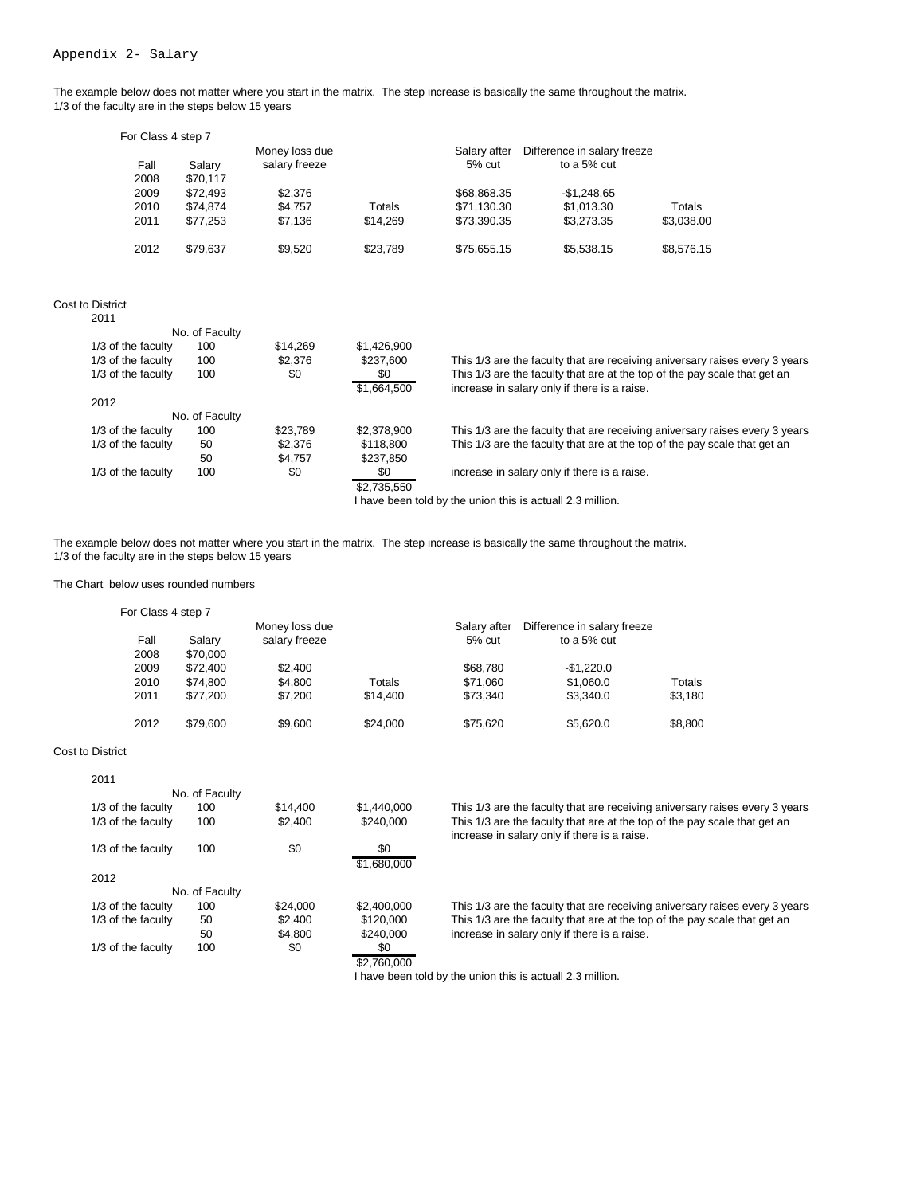Appendix 2- Salary

The example below does not matter where you start in the matrix. The step increase is basically the same throughout the matrix.
1/3 of the faculty are in the steps below 15 years

For Class 4 step 7

| Fall | Salary | Money loss due salary freeze | | Salary after 5% cut | Difference in salary freeze to a 5% cut | |
|---|---|---|---|---|---|---|
| 2008 | $70,117 | | | | | |
| 2009 | $72,493 | $2,376 | | $68,868.35 | -$1,248.65 | |
| 2010 | $74,874 | $4,757 | Totals | $71,130.30 | $1,013.30 | Totals |
| 2011 | $77,253 | $7,136 | $14,269 | $73,390.35 | $3,273.35 | $3,038.00 |
| 2012 | $79,637 | $9,520 | $23,789 | $75,655.15 | $5,538.15 | $8,576.15 |

Cost to District

| | No. of Faculty | | | |
|---|---|---|---|---|
| **2011** | | | | |
| 1/3 of the faculty | 100 | $14,269 | $1,426,900 | |
| 1/3 of the faculty | 100 | $2,376 | $237,600 | This 1/3 are the faculty that are receiving aniversary raises every 3 years |
| 1/3 of the faculty | 100 | $0 | $0 | This 1/3 are the faculty that are at the top of the pay scale that get an increase in salary only if there is a raise. |
| | | | $1,664,500 | |
| **2012** | | | | |
| 1/3 of the faculty | 100 | $23,789 | $2,378,900 | This 1/3 are the faculty that are receiving aniversary raises every 3 years |
| 1/3 of the faculty | 50 | $2,376 | $118,800 | This 1/3 are the faculty that are at the top of the pay scale that get an |
| | 50 | $4,757 | $237,850 | |
| 1/3 of the faculty | 100 | $0 | $0 | increase in salary only if there is a raise. |
| | | | $2,735,550 | |

I have been told by the union this is actuall 2.3 million.

The example below does not matter where you start in the matrix. The step increase is basically the same throughout the matrix.
1/3 of the faculty are in the steps below 15 years

The Chart below uses rounded numbers

For Class 4 step 7

| Fall | Salary | Money loss due salary freeze | | Salary after 5% cut | Difference in salary freeze to a 5% cut | |
|---|---|---|---|---|---|---|
| 2008 | $70,000 | | | | | |
| 2009 | $72,400 | $2,400 | | $68,780 | -$1,220.0 | |
| 2010 | $74,800 | $4,800 | Totals | $71,060 | $1,060.0 | Totals |
| 2011 | $77,200 | $7,200 | $14,400 | $73,340 | $3,340.0 | $3,180 |
| 2012 | $79,600 | $9,600 | $24,000 | $75,620 | $5,620.0 | $8,800 |

Cost to District

| | No. of Faculty | | | |
|---|---|---|---|---|
| **2011** | | | | |
| 1/3 of the faculty | 100 | $14,400 | $1,440,000 | This 1/3 are the faculty that are receiving aniversary raises every 3 years |
| 1/3 of the faculty | 100 | $2,400 | $240,000 | This 1/3 are the faculty that are at the top of the pay scale that get an increase in salary only if there is a raise. |
| 1/3 of the faculty | 100 | $0 | $0 | |
| | | | $1,680,000 | |
| **2012** | | | | |
| 1/3 of the faculty | 100 | $24,000 | $2,400,000 | This 1/3 are the faculty that are receiving aniversary raises every 3 years |
| 1/3 of the faculty | 50 | $2,400 | $120,000 | This 1/3 are the faculty that are at the top of the pay scale that get an |
| | 50 | $4,800 | $240,000 | increase in salary only if there is a raise. |
| 1/3 of the faculty | 100 | $0 | $0 | |
| | | | $2,760,000 | |

I have been told by the union this is actuall 2.3 million.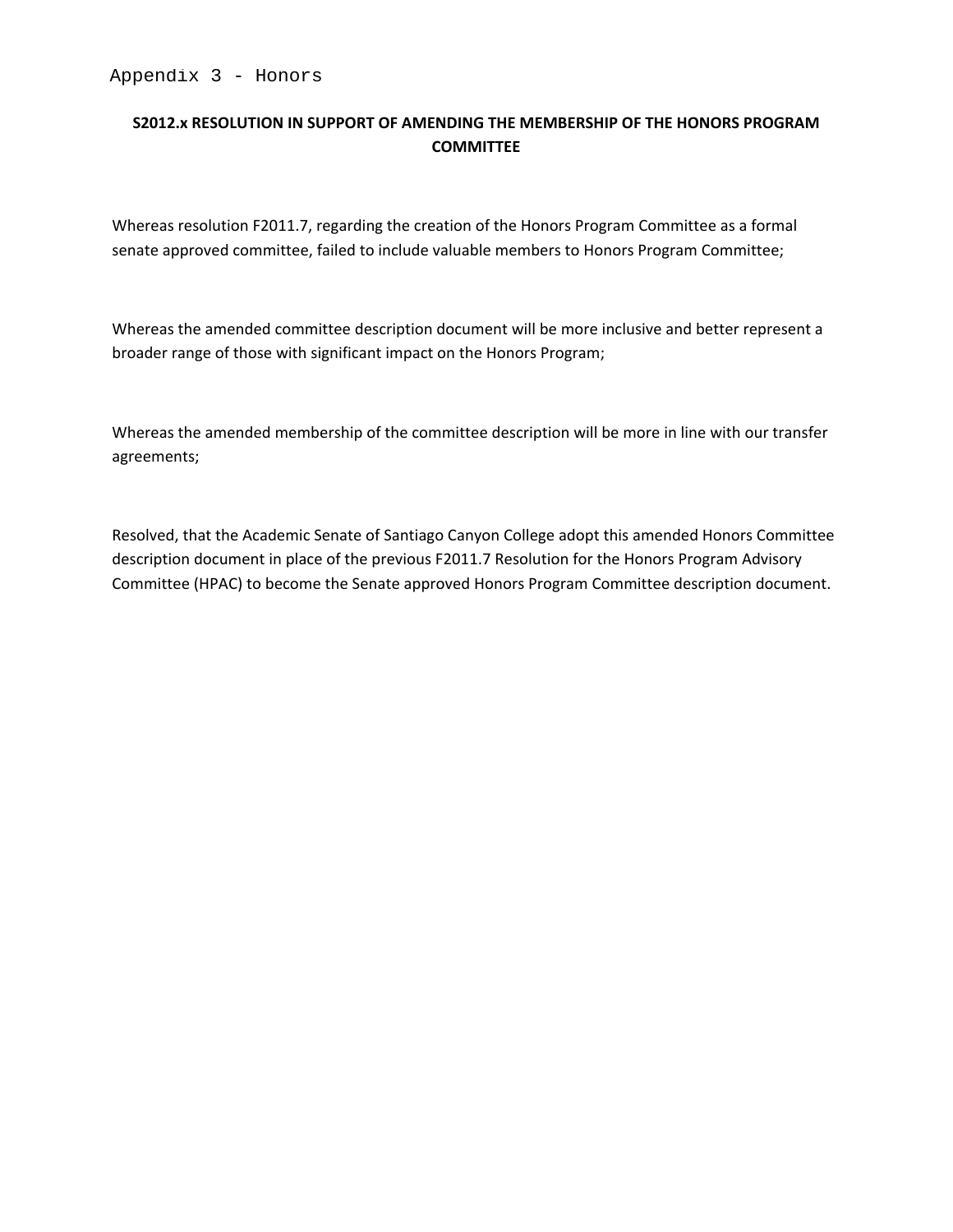Appendix 3 - Honors

**S2012.x RESOLUTION IN SUPPORT OF AMENDING THE MEMBERSHIP OF THE HONORS PROGRAM COMMITTEE**

Whereas resolution F2011.7, regarding the creation of the Honors Program Committee as a formal senate approved committee, failed to include valuable members to Honors Program Committee;

Whereas the amended committee description document will be more inclusive and better represent a broader range of those with significant impact on the Honors Program;

Whereas the amended membership of the committee description will be more in line with our transfer agreements;

Resolved, that the Academic Senate of Santiago Canyon College adopt this amended Honors Committee description document in place of the previous F2011.7 Resolution for the Honors Program Advisory Committee (HPAC) to become the Senate approved Honors Program Committee description document.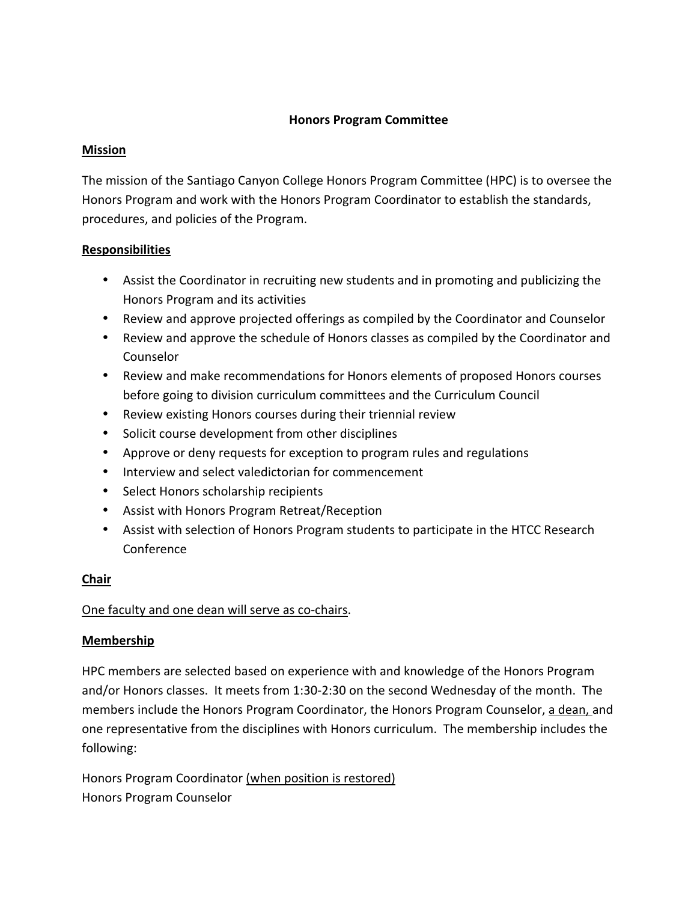**Honors Program Committee**

**Mission**

The mission of the Santiago Canyon College Honors Program Committee (HPC) is to oversee the Honors Program and work with the Honors Program Coordinator to establish the standards, procedures, and policies of the Program.

**Responsibilities**

- Assist the Coordinator in recruiting new students and in promoting and publicizing the Honors Program and its activities
- Review and approve projected offerings as compiled by the Coordinator and Counselor
- Review and approve the schedule of Honors classes as compiled by the Coordinator and Counselor
- Review and make recommendations for Honors elements of proposed Honors courses before going to division curriculum committees and the Curriculum Council
- Review existing Honors courses during their triennial review
- Solicit course development from other disciplines
- Approve or deny requests for exception to program rules and regulations
- Interview and select valedictorian for commencement
- Select Honors scholarship recipients
- Assist with Honors Program Retreat/Reception
- Assist with selection of Honors Program students to participate in the HTCC Research Conference

**Chair**

<u>One faculty and one dean will serve as co-chairs</u>.

**Membership**

HPC members are selected based on experience with and knowledge of the Honors Program and/or Honors classes. It meets from 1:30-2:30 on the second Wednesday of the month. The members include the Honors Program Coordinator, the Honors Program Counselor, <u>a dean,</u> and one representative from the disciplines with Honors curriculum. The membership includes the following:

Honors Program Coordinator <u>(when position is restored)</u>
Honors Program Counselor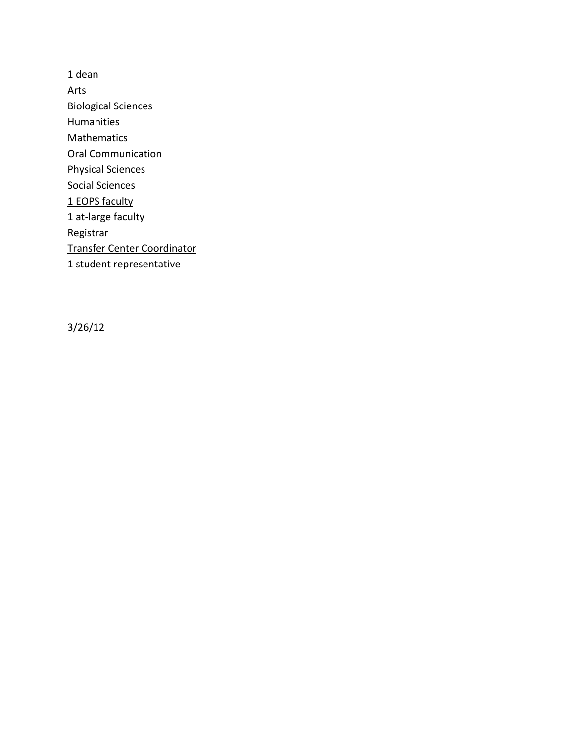<u>1 dean</u>
Arts
Biological Sciences
Humanities
Mathematics
Oral Communication
Physical Sciences
Social Sciences
<u>1 EOPS faculty</u>
<u>1 at-large faculty</u>
<u>Registrar</u>
<u>Transfer Center Coordinator</u>
1 student representative

3/26/12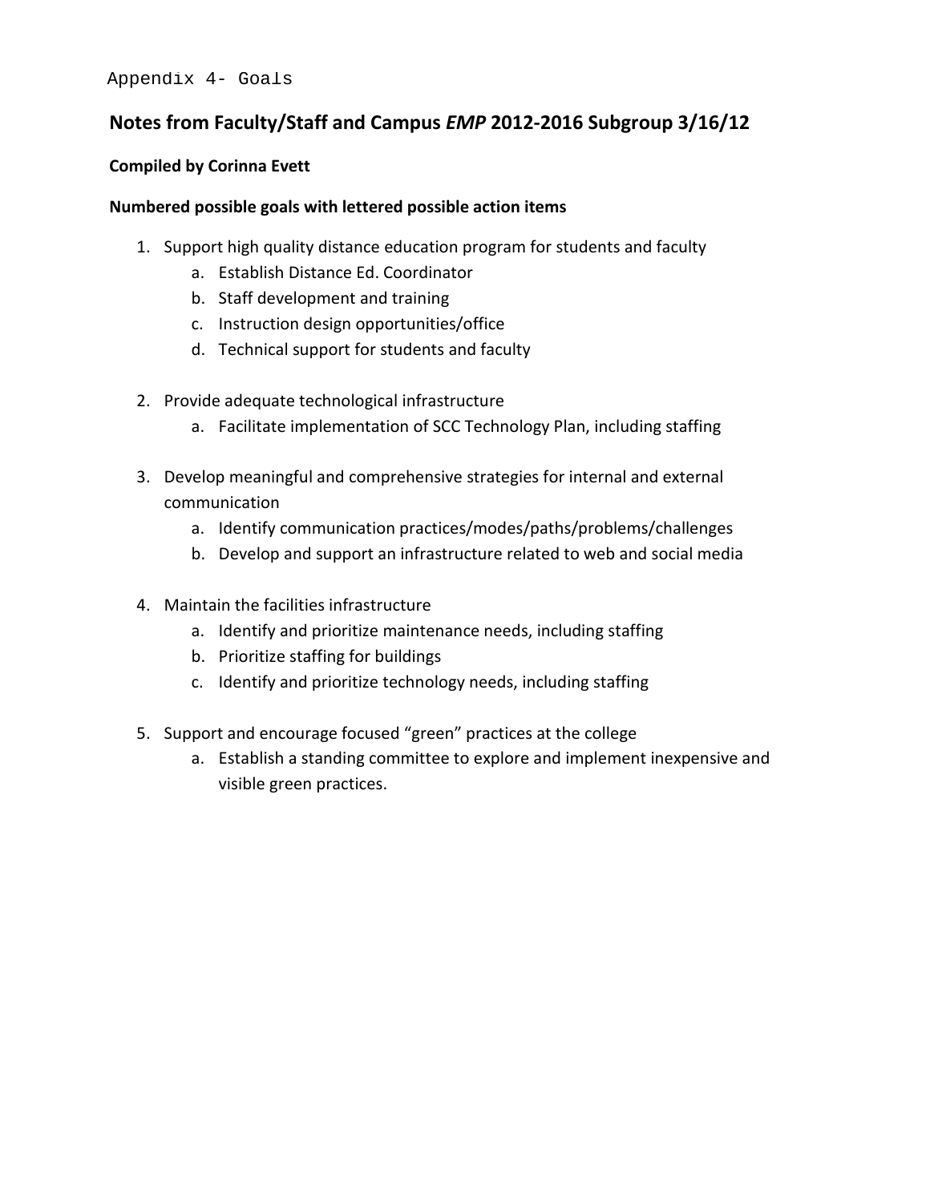Appendix 4- Goals

## Notes from Faculty/Staff and Campus *EMP* 2012-2016 Subgroup 3/16/12

**Compiled by Corinna Evett**

**Numbered possible goals with lettered possible action items**

1. Support high quality distance education program for students and faculty
    a. Establish Distance Ed. Coordinator
    b. Staff development and training
    c. Instruction design opportunities/office
    d. Technical support for students and faculty

2. Provide adequate technological infrastructure
    a. Facilitate implementation of SCC Technology Plan, including staffing

3. Develop meaningful and comprehensive strategies for internal and external communication
    a. Identify communication practices/modes/paths/problems/challenges
    b. Develop and support an infrastructure related to web and social media

4. Maintain the facilities infrastructure
    a. Identify and prioritize maintenance needs, including staffing
    b. Prioritize staffing for buildings
    c. Identify and prioritize technology needs, including staffing

5. Support and encourage focused "green" practices at the college
    a. Establish a standing committee to explore and implement inexpensive and visible green practices.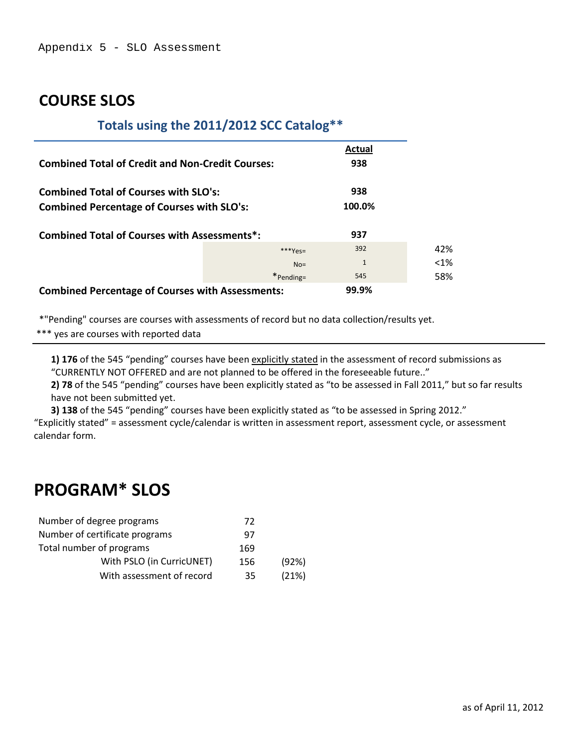Appendix 5 - SLO Assessment

# COURSE SLOS

## Totals using the 2011/2012 SCC Catalog**

| | | Actual | |
|---|---|---|---|
| **Combined Total of Credit and Non-Credit Courses:** | | **938** | |
| **Combined Total of Courses with SLO's:** | | **938** | |
| **Combined Percentage of Courses with SLO's:** | | **100.0%** | |
| **Combined Total of Courses with Assessments*:** | | **937** | |
| | ***Yes= | 392 | 42% |
| | No= | 1 | <1% |
| | *Pending= | 545 | 58% |
| **Combined Percentage of Courses with Assessments:** | | **99.9%** | |

*"Pending" courses are courses with assessments of record but no data collection/results yet.

*** yes are courses with reported data

**1) 176** of the 545 "pending" courses have been explicitly stated in the assessment of record submissions as "CURRENTLY NOT OFFERED and are not planned to be offered in the foreseeable future.."

**2) 78** of the 545 "pending" courses have been explicitly stated as "to be assessed in Fall 2011," but so far results have not been submitted yet.

**3) 138** of the 545 "pending" courses have been explicitly stated as "to be assessed in Spring 2012."

"Explicitly stated" = assessment cycle/calendar is written in assessment report, assessment cycle, or assessment calendar form.

# PROGRAM* SLOS

| | | |
|---|---|---|
| Number of degree programs | 72 | |
| Number of certificate programs | 97 | |
| Total number of programs | 169 | |
| With PSLO (in CurricUNET) | 156 | (92%) |
| With assessment of record | 35 | (21%) |

as of April 11, 2012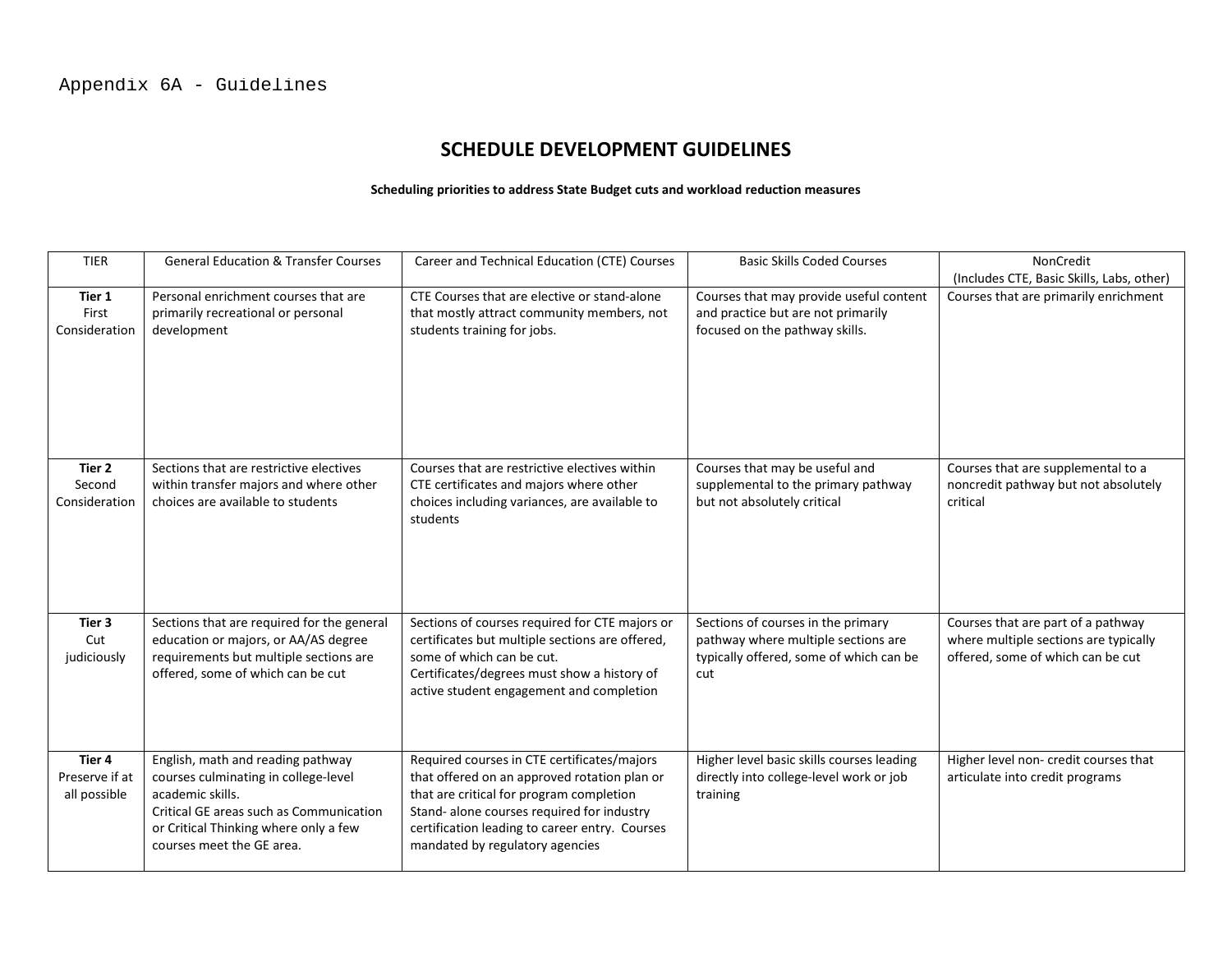Appendix 6A - Guidelines

# SCHEDULE DEVELOPMENT GUIDELINES

**Scheduling priorities to address State Budget cuts and workload reduction measures**

| TIER | General Education & Transfer Courses | Career and Technical Education (CTE) Courses | Basic Skills Coded Courses | NonCredit (Includes CTE, Basic Skills, Labs, other) |
|---|---|---|---|---|
| **Tier 1** First Consideration | Personal enrichment courses that are primarily recreational or personal development | CTE Courses that are elective or stand-alone that mostly attract community members, not students training for jobs. | Courses that may provide useful content and practice but are not primarily focused on the pathway skills. | Courses that are primarily enrichment |
| **Tier 2** Second Consideration | Sections that are restrictive electives within transfer majors and where other choices are available to students | Courses that are restrictive electives within CTE certificates and majors where other choices including variances, are available to students | Courses that may be useful and supplemental to the primary pathway but not absolutely critical | Courses that are supplemental to a noncredit pathway but not absolutely critical |
| **Tier 3** Cut judiciously | Sections that are required for the general education or majors, or AA/AS degree requirements but multiple sections are offered, some of which can be cut | Sections of courses required for CTE majors or certificates but multiple sections are offered, some of which can be cut. Certificates/degrees must show a history of active student engagement and completion | Sections of courses in the primary pathway where multiple sections are typically offered, some of which can be cut | Courses that are part of a pathway where multiple sections are typically offered, some of which can be cut |
| **Tier 4** Preserve if at all possible | English, math and reading pathway courses culminating in college-level academic skills. Critical GE areas such as Communication or Critical Thinking where only a few courses meet the GE area. | Required courses in CTE certificates/majors that offered on an approved rotation plan or that are critical for program completion Stand- alone courses required for industry certification leading to career entry. Courses mandated by regulatory agencies | Higher level basic skills courses leading directly into college-level work or job training | Higher level non- credit courses that articulate into credit programs |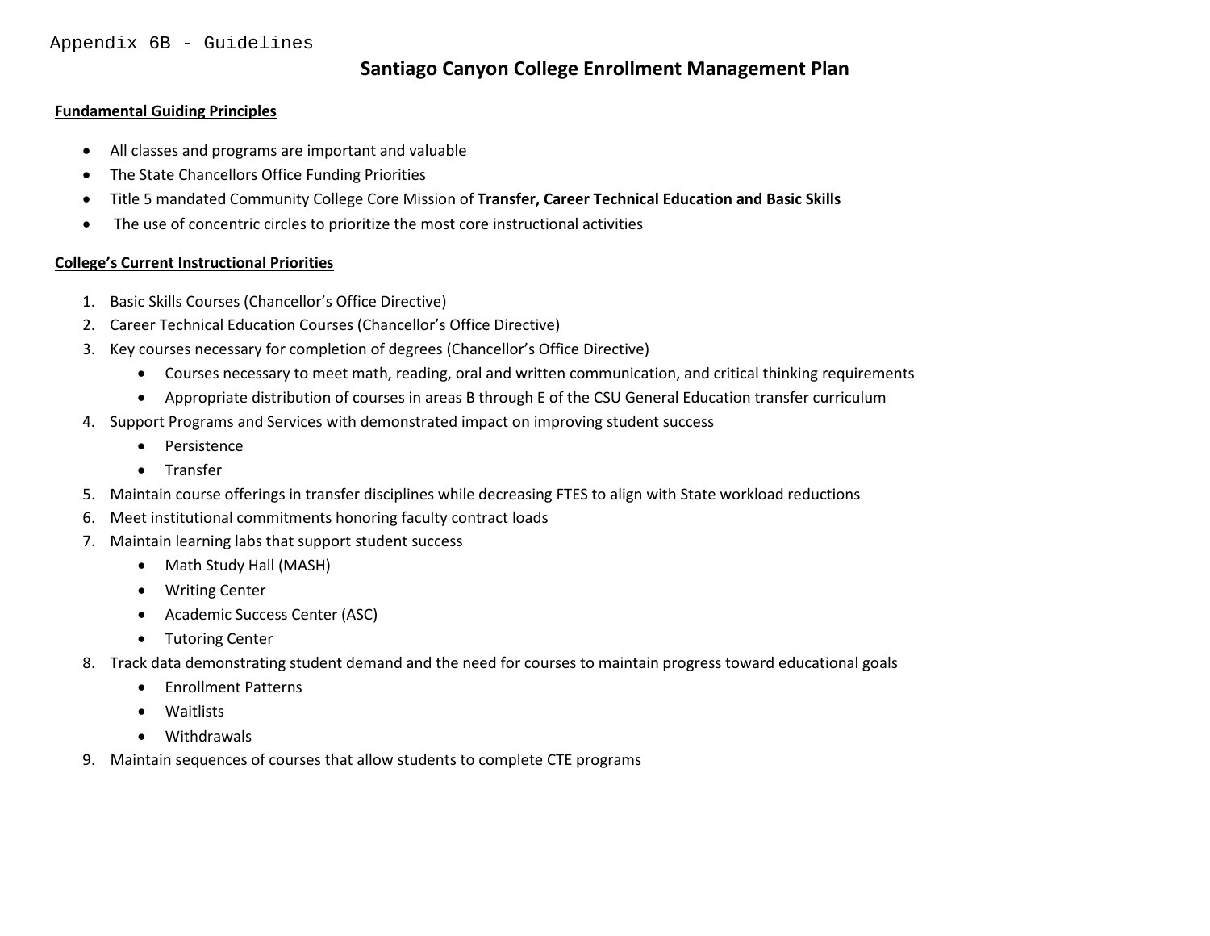Appendix 6B - Guidelines

# Santiago Canyon College Enrollment Management Plan

**Fundamental Guiding Principles**

- All classes and programs are important and valuable
- The State Chancellors Office Funding Priorities
- Title 5 mandated Community College Core Mission of **Transfer, Career Technical Education and Basic Skills**
- The use of concentric circles to prioritize the most core instructional activities

**College's Current Instructional Priorities**

1. Basic Skills Courses (Chancellor's Office Directive)
2. Career Technical Education Courses (Chancellor's Office Directive)
3. Key courses necessary for completion of degrees (Chancellor's Office Directive)
   - Courses necessary to meet math, reading, oral and written communication, and critical thinking requirements
   - Appropriate distribution of courses in areas B through E of the CSU General Education transfer curriculum
4. Support Programs and Services with demonstrated impact on improving student success
   - Persistence
   - Transfer
5. Maintain course offerings in transfer disciplines while decreasing FTES to align with State workload reductions
6. Meet institutional commitments honoring faculty contract loads
7. Maintain learning labs that support student success
   - Math Study Hall (MASH)
   - Writing Center
   - Academic Success Center (ASC)
   - Tutoring Center
8. Track data demonstrating student demand and the need for courses to maintain progress toward educational goals
   - Enrollment Patterns
   - Waitlists
   - Withdrawals
9. Maintain sequences of courses that allow students to complete CTE programs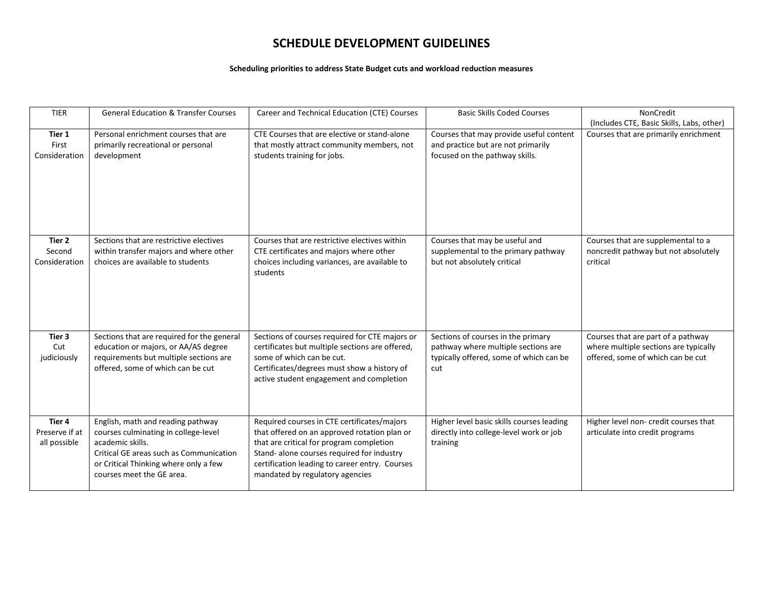# SCHEDULE DEVELOPMENT GUIDELINES

**Scheduling priorities to address State Budget cuts and workload reduction measures**

| TIER | General Education & Transfer Courses | Career and Technical Education (CTE) Courses | Basic Skills Coded Courses | NonCredit (Includes CTE, Basic Skills, Labs, other) |
|---|---|---|---|---|
| **Tier 1** First Consideration | Personal enrichment courses that are primarily recreational or personal development | CTE Courses that are elective or stand-alone that mostly attract community members, not students training for jobs. | Courses that may provide useful content and practice but are not primarily focused on the pathway skills. | Courses that are primarily enrichment |
| **Tier 2** Second Consideration | Sections that are restrictive electives within transfer majors and where other choices are available to students | Courses that are restrictive electives within CTE certificates and majors where other choices including variances, are available to students | Courses that may be useful and supplemental to the primary pathway but not absolutely critical | Courses that are supplemental to a noncredit pathway but not absolutely critical |
| **Tier 3** Cut judiciously | Sections that are required for the general education or majors, or AA/AS degree requirements but multiple sections are offered, some of which can be cut | Sections of courses required for CTE majors or certificates but multiple sections are offered, some of which can be cut. Certificates/degrees must show a history of active student engagement and completion | Sections of courses in the primary pathway where multiple sections are typically offered, some of which can be cut | Courses that are part of a pathway where multiple sections are typically offered, some of which can be cut |
| **Tier 4** Preserve if at all possible | English, math and reading pathway courses culminating in college-level academic skills. Critical GE areas such as Communication or Critical Thinking where only a few courses meet the GE area. | Required courses in CTE certificates/majors that offered on an approved rotation plan or that are critical for program completion Stand- alone courses required for industry certification leading to career entry. Courses mandated by regulatory agencies | Higher level basic skills courses leading directly into college-level work or job training | Higher level non- credit courses that articulate into credit programs |